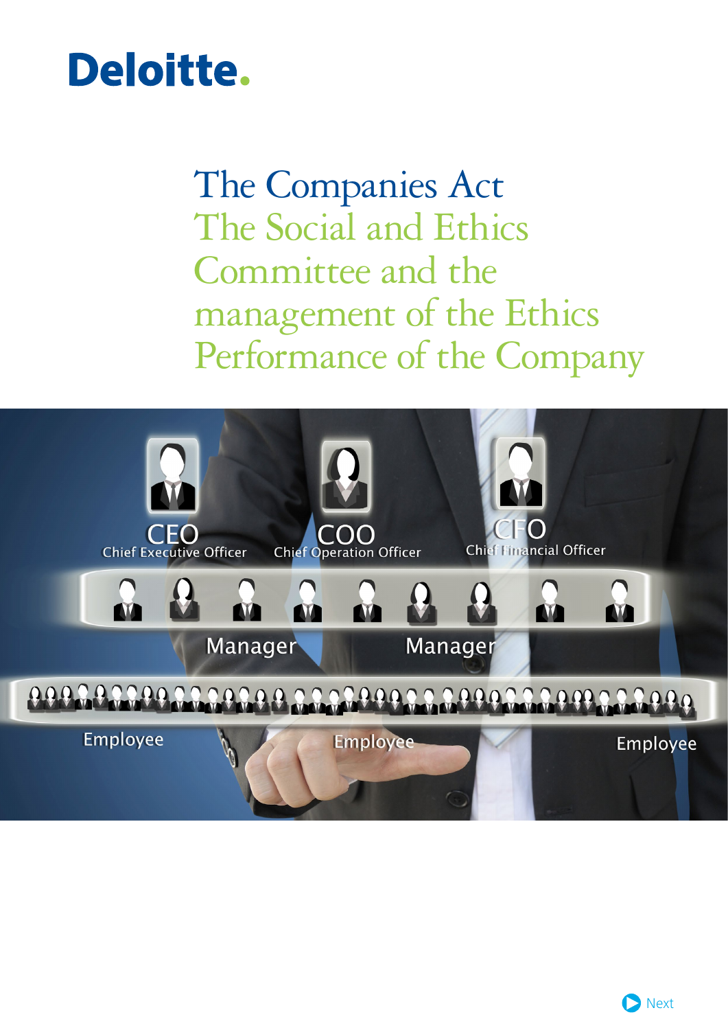Deloitte.

# The Companies Act

## The Social and Ethics Committee and the management of the Ethics Performance of the Company

CEO
Chief Executive Officer

COO
Chief Operation Officer

CFO
Chief Financial Officer

Manager

Manager

Employee

Employee

Employee

Next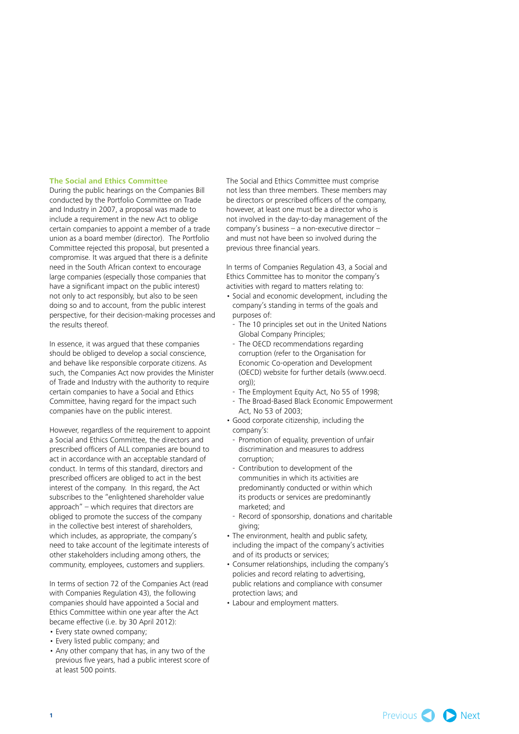## The Social and Ethics Committee

During the public hearings on the Companies Bill conducted by the Portfolio Committee on Trade and Industry in 2007, a proposal was made to include a requirement in the new Act to oblige certain companies to appoint a member of a trade union as a board member (director). The Portfolio Committee rejected this proposal, but presented a compromise. It was argued that there is a definite need in the South African context to encourage large companies (especially those companies that have a significant impact on the public interest) not only to act responsibly, but also to be seen doing so and to account, from the public interest perspective, for their decision-making processes and the results thereof.

In essence, it was argued that these companies should be obliged to develop a social conscience, and behave like responsible corporate citizens. As such, the Companies Act now provides the Minister of Trade and Industry with the authority to require certain companies to have a Social and Ethics Committee, having regard for the impact such companies have on the public interest.

However, regardless of the requirement to appoint a Social and Ethics Committee, the directors and prescribed officers of ALL companies are bound to act in accordance with an acceptable standard of conduct. In terms of this standard, directors and prescribed officers are obliged to act in the best interest of the company. In this regard, the Act subscribes to the "enlightened shareholder value approach" – which requires that directors are obliged to promote the success of the company in the collective best interest of shareholders, which includes, as appropriate, the company's need to take account of the legitimate interests of other stakeholders including among others, the community, employees, customers and suppliers.

In terms of section 72 of the Companies Act (read with Companies Regulation 43), the following companies should have appointed a Social and Ethics Committee within one year after the Act became effective (i.e. by 30 April 2012):

- Every state owned company;
- Every listed public company; and
- Any other company that has, in any two of the previous five years, had a public interest score of at least 500 points.

The Social and Ethics Committee must comprise not less than three members. These members may be directors or prescribed officers of the company, however, at least one must be a director who is not involved in the day-to-day management of the company's business – a non-executive director – and must not have been so involved during the previous three financial years.

In terms of Companies Regulation 43, a Social and Ethics Committee has to monitor the company's activities with regard to matters relating to:

- Social and economic development, including the company's standing in terms of the goals and purposes of:
  - The 10 principles set out in the United Nations Global Company Principles;
  - The OECD recommendations regarding corruption (refer to the Organisation for Economic Co-operation and Development (OECD) website for further details (www.oecd.org));
  - The Employment Equity Act, No 55 of 1998;
  - The Broad-Based Black Economic Empowerment Act, No 53 of 2003;
- Good corporate citizenship, including the company's:
  - Promotion of equality, prevention of unfair discrimination and measures to address corruption;
  - Contribution to development of the communities in which its activities are predominantly conducted or within which its products or services are predominantly marketed; and
  - Record of sponsorship, donations and charitable giving;
- The environment, health and public safety, including the impact of the company's activities and of its products or services;
- Consumer relationships, including the company's policies and record relating to advertising, public relations and compliance with consumer protection laws; and
- Labour and employment matters.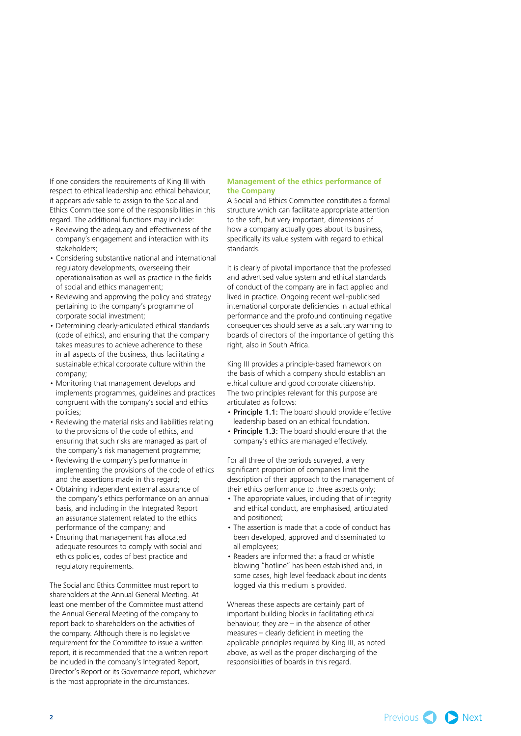If one considers the requirements of King III with respect to ethical leadership and ethical behaviour, it appears advisable to assign to the Social and Ethics Committee some of the responsibilities in this regard. The additional functions may include:

- Reviewing the adequacy and effectiveness of the company's engagement and interaction with its stakeholders;
- Considering substantive national and international regulatory developments, overseeing their operationalisation as well as practice in the fields of social and ethics management;
- Reviewing and approving the policy and strategy pertaining to the company's programme of corporate social investment;
- Determining clearly-articulated ethical standards (code of ethics), and ensuring that the company takes measures to achieve adherence to these in all aspects of the business, thus facilitating a sustainable ethical corporate culture within the company;
- Monitoring that management develops and implements programmes, guidelines and practices congruent with the company's social and ethics policies;
- Reviewing the material risks and liabilities relating to the provisions of the code of ethics, and ensuring that such risks are managed as part of the company's risk management programme;
- Reviewing the company's performance in implementing the provisions of the code of ethics and the assertions made in this regard;
- Obtaining independent external assurance of the company's ethics performance on an annual basis, and including in the Integrated Report an assurance statement related to the ethics performance of the company; and
- Ensuring that management has allocated adequate resources to comply with social and ethics policies, codes of best practice and regulatory requirements.

The Social and Ethics Committee must report to shareholders at the Annual General Meeting. At least one member of the Committee must attend the Annual General Meeting of the company to report back to shareholders on the activities of the company. Although there is no legislative requirement for the Committee to issue a written report, it is recommended that the a written report be included in the company's Integrated Report, Director's Report or its Governance report, whichever is the most appropriate in the circumstances.

## Management of the ethics performance of the Company

A Social and Ethics Committee constitutes a formal structure which can facilitate appropriate attention to the soft, but very important, dimensions of how a company actually goes about its business, specifically its value system with regard to ethical standards.

It is clearly of pivotal importance that the professed and advertised value system and ethical standards of conduct of the company are in fact applied and lived in practice. Ongoing recent well-publicised international corporate deficiencies in actual ethical performance and the profound continuing negative consequences should serve as a salutary warning to boards of directors of the importance of getting this right, also in South Africa.

King III provides a principle-based framework on the basis of which a company should establish an ethical culture and good corporate citizenship. The two principles relevant for this purpose are articulated as follows:

- **Principle 1.1:** The board should provide effective leadership based on an ethical foundation.
- **Principle 1.3:** The board should ensure that the company's ethics are managed effectively.

For all three of the periods surveyed, a very significant proportion of companies limit the description of their approach to the management of their ethics performance to three aspects only;

- The appropriate values, including that of integrity and ethical conduct, are emphasised, articulated and positioned;
- The assertion is made that a code of conduct has been developed, approved and disseminated to all employees;
- Readers are informed that a fraud or whistle blowing "hotline" has been established and, in some cases, high level feedback about incidents logged via this medium is provided.

Whereas these aspects are certainly part of important building blocks in facilitating ethical behaviour, they are – in the absence of other measures – clearly deficient in meeting the applicable principles required by King III, as noted above, as well as the proper discharging of the responsibilities of boards in this regard.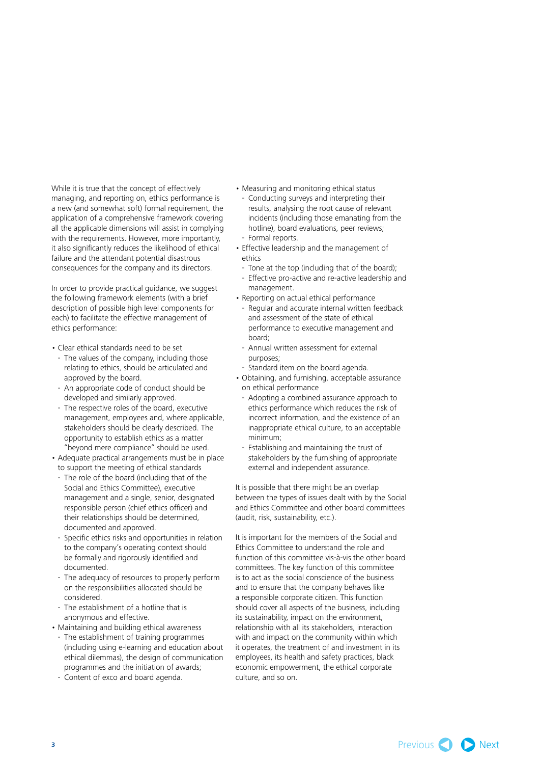While it is true that the concept of effectively managing, and reporting on, ethics performance is a new (and somewhat soft) formal requirement, the application of a comprehensive framework covering all the applicable dimensions will assist in complying with the requirements. However, more importantly, it also significantly reduces the likelihood of ethical failure and the attendant potential disastrous consequences for the company and its directors.

In order to provide practical guidance, we suggest the following framework elements (with a brief description of possible high level components for each) to facilitate the effective management of ethics performance:

- Clear ethical standards need to be set
  - The values of the company, including those relating to ethics, should be articulated and approved by the board.
  - An appropriate code of conduct should be developed and similarly approved.
  - The respective roles of the board, executive management, employees and, where applicable, stakeholders should be clearly described. The opportunity to establish ethics as a matter "beyond mere compliance" should be used.
- Adequate practical arrangements must be in place to support the meeting of ethical standards
  - The role of the board (including that of the Social and Ethics Committee), executive management and a single, senior, designated responsible person (chief ethics officer) and their relationships should be determined, documented and approved.
  - Specific ethics risks and opportunities in relation to the company's operating context should be formally and rigorously identified and documented.
  - The adequacy of resources to properly perform on the responsibilities allocated should be considered.
  - The establishment of a hotline that is anonymous and effective.
- Maintaining and building ethical awareness
  - The establishment of training programmes (including using e-learning and education about ethical dilemmas), the design of communication programmes and the initiation of awards;
  - Content of exco and board agenda.
- Measuring and monitoring ethical status
  - Conducting surveys and interpreting their results, analysing the root cause of relevant incidents (including those emanating from the hotline), board evaluations, peer reviews;
  - Formal reports.
- Effective leadership and the management of ethics
  - Tone at the top (including that of the board);
  - Effective pro-active and re-active leadership and management.
- Reporting on actual ethical performance
  - Regular and accurate internal written feedback and assessment of the state of ethical performance to executive management and board;
  - Annual written assessment for external purposes;
  - Standard item on the board agenda.
- Obtaining, and furnishing, acceptable assurance on ethical performance
  - Adopting a combined assurance approach to ethics performance which reduces the risk of incorrect information, and the existence of an inappropriate ethical culture, to an acceptable minimum;
  - Establishing and maintaining the trust of stakeholders by the furnishing of appropriate external and independent assurance.

It is possible that there might be an overlap between the types of issues dealt with by the Social and Ethics Committee and other board committees (audit, risk, sustainability, etc.).

It is important for the members of the Social and Ethics Committee to understand the role and function of this committee vis-à-vis the other board committees. The key function of this committee is to act as the social conscience of the business and to ensure that the company behaves like a responsible corporate citizen. This function should cover all aspects of the business, including its sustainability, impact on the environment, relationship with all its stakeholders, interaction with and impact on the community within which it operates, the treatment of and investment in its employees, its health and safety practices, black economic empowerment, the ethical corporate culture, and so on.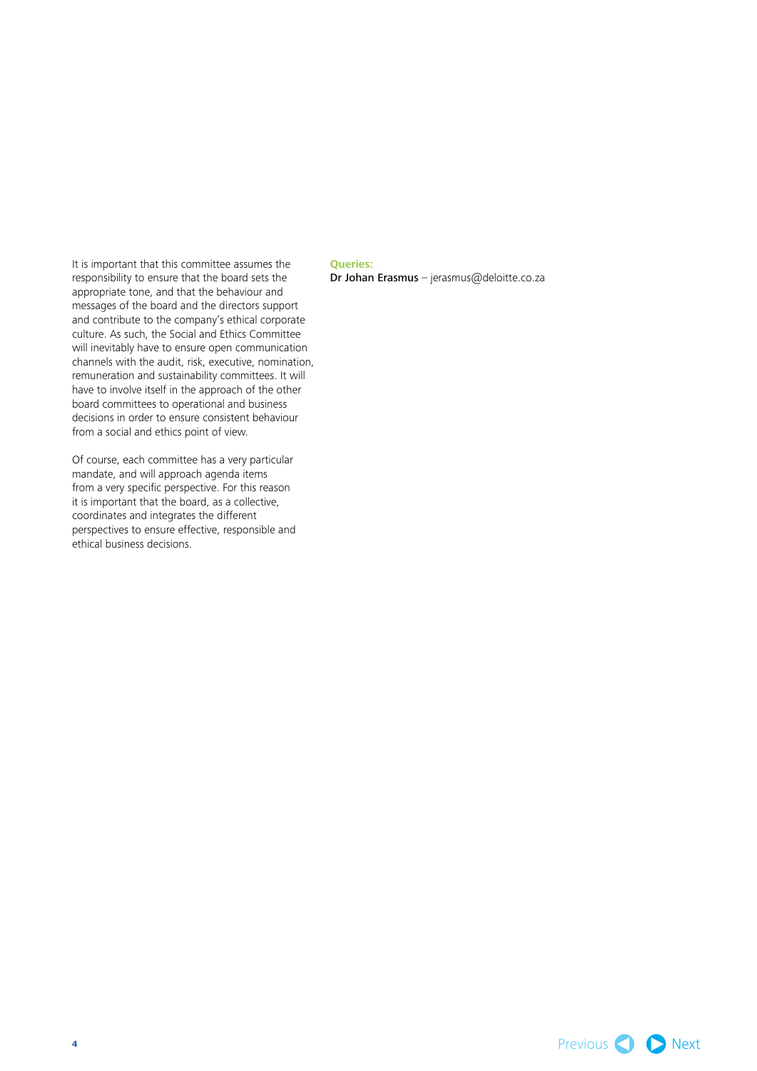It is important that this committee assumes the responsibility to ensure that the board sets the appropriate tone, and that the behaviour and messages of the board and the directors support and contribute to the company's ethical corporate culture. As such, the Social and Ethics Committee will inevitably have to ensure open communication channels with the audit, risk, executive, nomination, remuneration and sustainability committees. It will have to involve itself in the approach of the other board committees to operational and business decisions in order to ensure consistent behaviour from a social and ethics point of view.

Of course, each committee has a very particular mandate, and will approach agenda items from a very specific perspective. For this reason it is important that the board, as a collective, coordinates and integrates the different perspectives to ensure effective, responsible and ethical business decisions.

**Queries:**

**Dr Johan Erasmus** – jerasmus@deloitte.co.za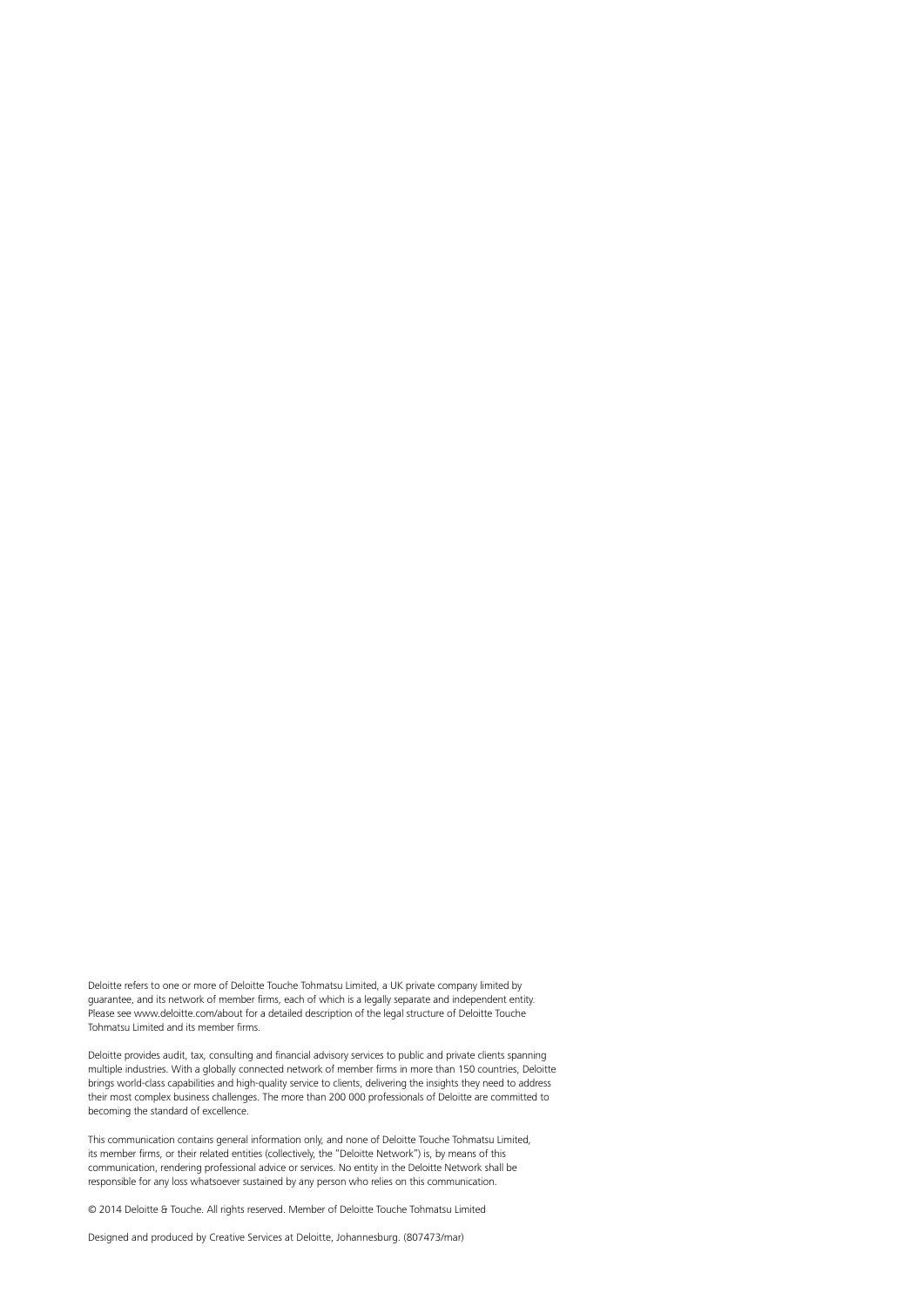Deloitte refers to one or more of Deloitte Touche Tohmatsu Limited, a UK private company limited by guarantee, and its network of member firms, each of which is a legally separate and independent entity. Please see www.deloitte.com/about for a detailed description of the legal structure of Deloitte Touche Tohmatsu Limited and its member firms.

Deloitte provides audit, tax, consulting and financial advisory services to public and private clients spanning multiple industries. With a globally connected network of member firms in more than 150 countries, Deloitte brings world-class capabilities and high-quality service to clients, delivering the insights they need to address their most complex business challenges. The more than 200 000 professionals of Deloitte are committed to becoming the standard of excellence.

This communication contains general information only, and none of Deloitte Touche Tohmatsu Limited, its member firms, or their related entities (collectively, the "Deloitte Network") is, by means of this communication, rendering professional advice or services. No entity in the Deloitte Network shall be responsible for any loss whatsoever sustained by any person who relies on this communication.

© 2014 Deloitte & Touche. All rights reserved. Member of Deloitte Touche Tohmatsu Limited

Designed and produced by Creative Services at Deloitte, Johannesburg. (807473/mar)